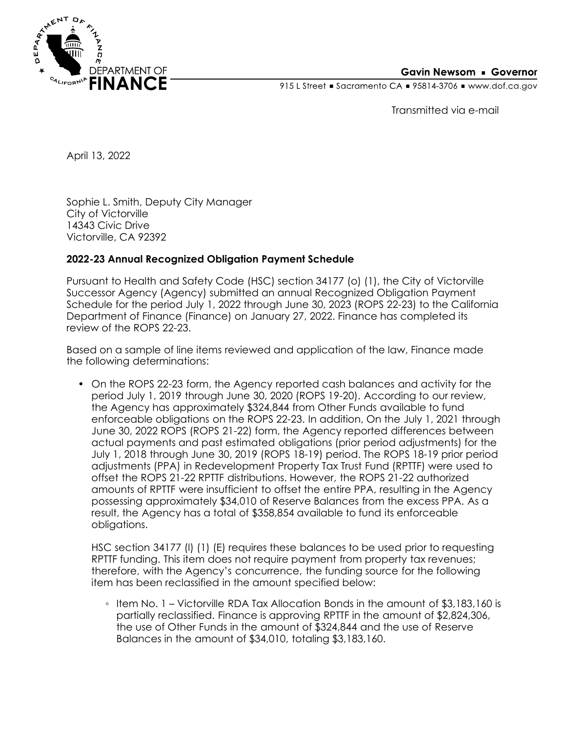DEPARTMENT OF FINANCE

**Gavin Newsom ▪ Governor**

915 L Street ▪ Sacramento CA ▪ 95814-3706 ▪ www.dof.ca.gov

Transmitted via e-mail

April 13, 2022

Sophie L. Smith, Deputy City Manager
City of Victorville
14343 Civic Drive
Victorville, CA 92392

**2022-23 Annual Recognized Obligation Payment Schedule**

Pursuant to Health and Safety Code (HSC) section 34177 (o) (1), the City of Victorville Successor Agency (Agency) submitted an annual Recognized Obligation Payment Schedule for the period July 1, 2022 through June 30, 2023 (ROPS 22-23) to the California Department of Finance (Finance) on January 27, 2022. Finance has completed its review of the ROPS 22-23.

Based on a sample of line items reviewed and application of the law, Finance made the following determinations:

- On the ROPS 22-23 form, the Agency reported cash balances and activity for the period July 1, 2019 through June 30, 2020 (ROPS 19-20). According to our review, the Agency has approximately $324,844 from Other Funds available to fund enforceable obligations on the ROPS 22-23. In addition, On the July 1, 2021 through June 30, 2022 ROPS (ROPS 21-22) form, the Agency reported differences between actual payments and past estimated obligations (prior period adjustments) for the July 1, 2018 through June 30, 2019 (ROPS 18-19) period. The ROPS 18-19 prior period adjustments (PPA) in Redevelopment Property Tax Trust Fund (RPTTF) were used to offset the ROPS 21-22 RPTTF distributions. However, the ROPS 21-22 authorized amounts of RPTTF were insufficient to offset the entire PPA, resulting in the Agency possessing approximately $34,010 of Reserve Balances from the excess PPA. As a result, the Agency has a total of $358,854 available to fund its enforceable obligations.

  HSC section 34177 (l) (1) (E) requires these balances to be used prior to requesting RPTTF funding. This item does not require payment from property tax revenues; therefore, with the Agency's concurrence, the funding source for the following item has been reclassified in the amount specified below:

  - Item No. 1 – Victorville RDA Tax Allocation Bonds in the amount of $3,183,160 is partially reclassified. Finance is approving RPTTF in the amount of $2,824,306, the use of Other Funds in the amount of $324,844 and the use of Reserve Balances in the amount of $34,010, totaling $3,183,160.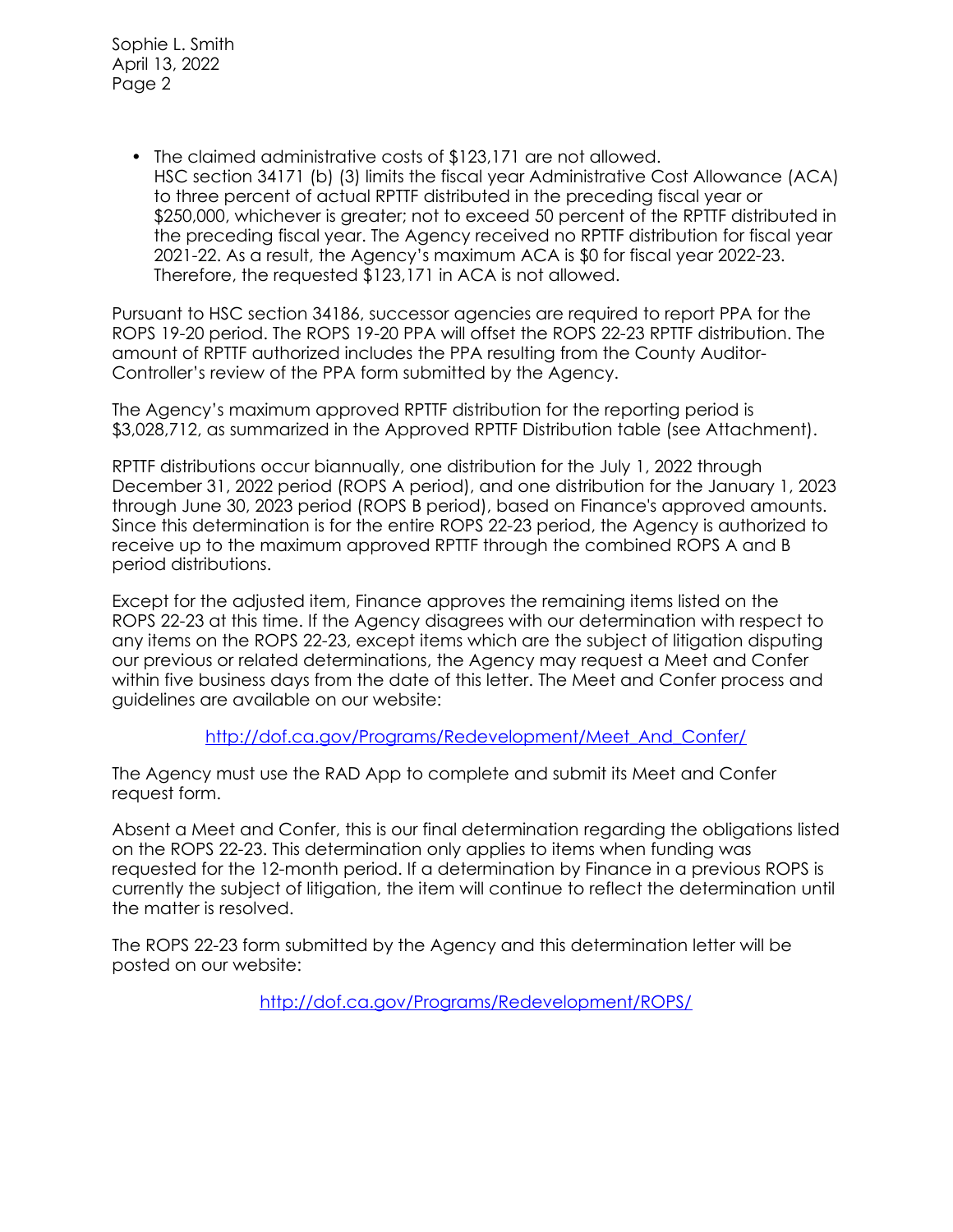- The claimed administrative costs of $123,171 are not allowed.
  HSC section 34171 (b) (3) limits the fiscal year Administrative Cost Allowance (ACA) to three percent of actual RPTTF distributed in the preceding fiscal year or $250,000, whichever is greater; not to exceed 50 percent of the RPTTF distributed in the preceding fiscal year. The Agency received no RPTTF distribution for fiscal year 2021-22. As a result, the Agency's maximum ACA is $0 for fiscal year 2022-23. Therefore, the requested $123,171 in ACA is not allowed.

Pursuant to HSC section 34186, successor agencies are required to report PPA for the ROPS 19-20 period. The ROPS 19-20 PPA will offset the ROPS 22-23 RPTTF distribution. The amount of RPTTF authorized includes the PPA resulting from the County Auditor-Controller's review of the PPA form submitted by the Agency.

The Agency's maximum approved RPTTF distribution for the reporting period is $3,028,712, as summarized in the Approved RPTTF Distribution table (see Attachment).

RPTTF distributions occur biannually, one distribution for the July 1, 2022 through December 31, 2022 period (ROPS A period), and one distribution for the January 1, 2023 through June 30, 2023 period (ROPS B period), based on Finance's approved amounts. Since this determination is for the entire ROPS 22-23 period, the Agency is authorized to receive up to the maximum approved RPTTF through the combined ROPS A and B period distributions.

Except for the adjusted item, Finance approves the remaining items listed on the ROPS 22-23 at this time. If the Agency disagrees with our determination with respect to any items on the ROPS 22-23, except items which are the subject of litigation disputing our previous or related determinations, the Agency may request a Meet and Confer within five business days from the date of this letter. The Meet and Confer process and guidelines are available on our website:

http://dof.ca.gov/Programs/Redevelopment/Meet_And_Confer/

The Agency must use the RAD App to complete and submit its Meet and Confer request form.

Absent a Meet and Confer, this is our final determination regarding the obligations listed on the ROPS 22-23. This determination only applies to items when funding was requested for the 12-month period. If a determination by Finance in a previous ROPS is currently the subject of litigation, the item will continue to reflect the determination until the matter is resolved.

The ROPS 22-23 form submitted by the Agency and this determination letter will be posted on our website:

http://dof.ca.gov/Programs/Redevelopment/ROPS/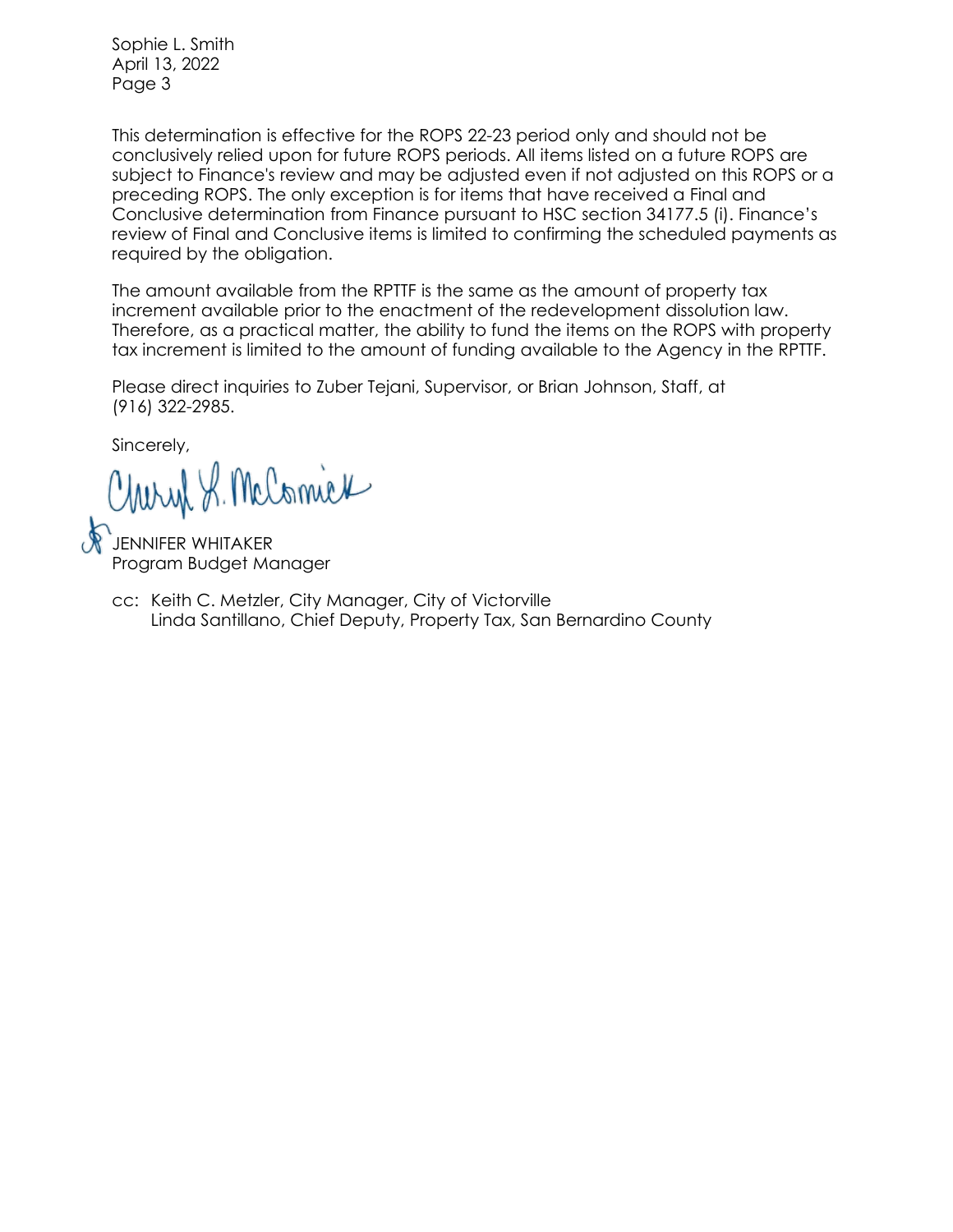Sophie L. Smith
April 13, 2022
Page 3

This determination is effective for the ROPS 22-23 period only and should not be conclusively relied upon for future ROPS periods. All items listed on a future ROPS are subject to Finance's review and may be adjusted even if not adjusted on this ROPS or a preceding ROPS. The only exception is for items that have received a Final and Conclusive determination from Finance pursuant to HSC section 34177.5 (i). Finance's review of Final and Conclusive items is limited to confirming the scheduled payments as required by the obligation.

The amount available from the RPTTF is the same as the amount of property tax increment available prior to the enactment of the redevelopment dissolution law. Therefore, as a practical matter, the ability to fund the items on the ROPS with property tax increment is limited to the amount of funding available to the Agency in the RPTTF.

Please direct inquiries to Zuber Tejani, Supervisor, or Brian Johnson, Staff, at (916) 322-2985.

Sincerely,

Cheryl L. McCormick

JENNIFER WHITAKER
Program Budget Manager

cc: Keith C. Metzler, City Manager, City of Victorville
Linda Santillano, Chief Deputy, Property Tax, San Bernardino County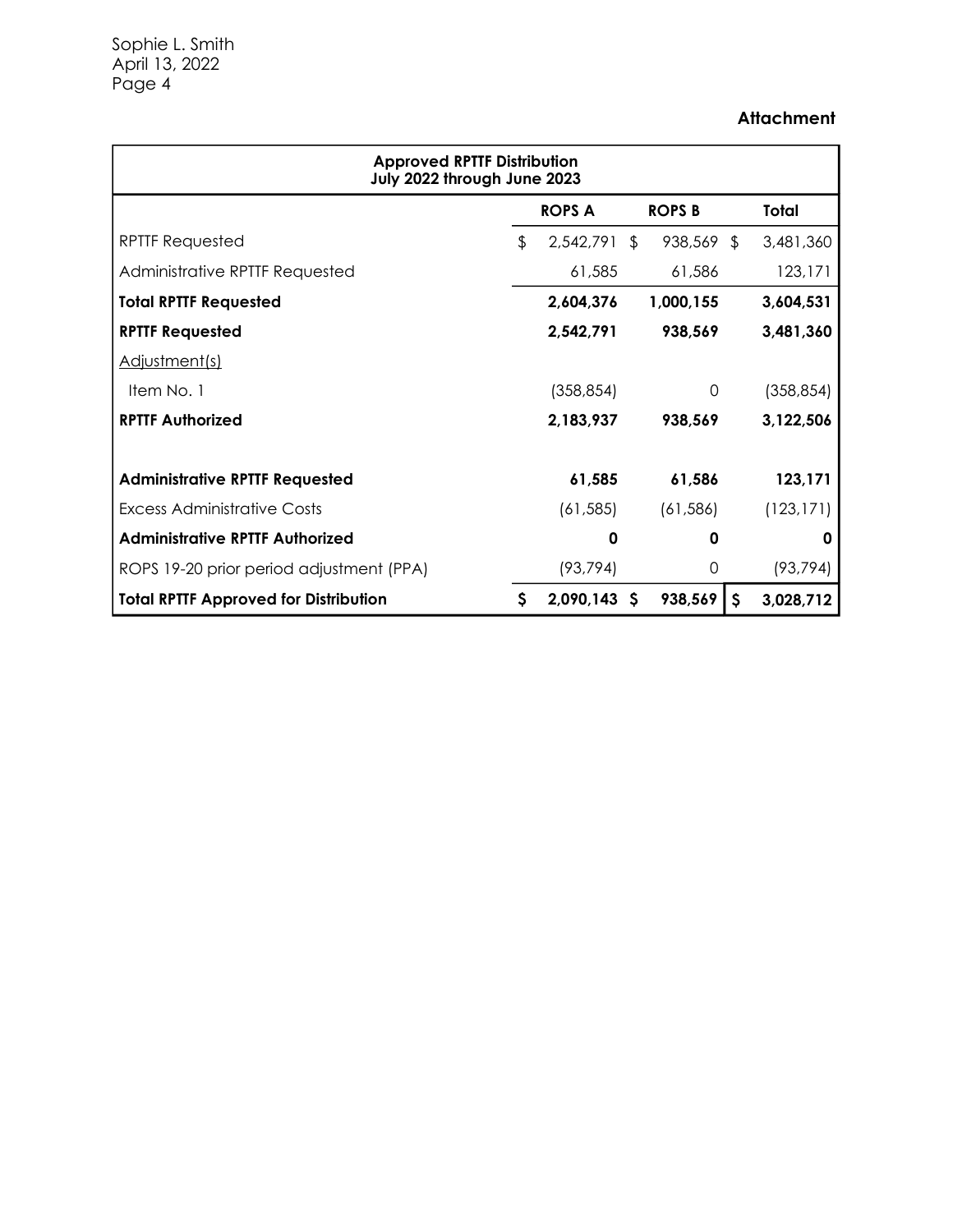**Attachment**

| Approved RPTTF Distribution<br>July 2022 through June 2023 | | | |
|---|---|---|---|
| | **ROPS A** | **ROPS B** | **Total** |
| RPTTF Requested | $ 2,542,791 | $ 938,569 | $ 3,481,360 |
| Administrative RPTTF Requested | 61,585 | 61,586 | 123,171 |
| **Total RPTTF Requested** | **2,604,376** | **1,000,155** | **3,604,531** |
| **RPTTF Requested** | **2,542,791** | **938,569** | **3,481,360** |
| Adjustment(s) | | | |
| Item No. 1 | (358,854) | 0 | (358,854) |
| **RPTTF Authorized** | **2,183,937** | **938,569** | **3,122,506** |
| | | | |
| **Administrative RPTTF Requested** | **61,585** | **61,586** | **123,171** |
| Excess Administrative Costs | (61,585) | (61,586) | (123,171) |
| **Administrative RPTTF Authorized** | **0** | **0** | **0** |
| ROPS 19-20 prior period adjustment (PPA) | (93,794) | 0 | (93,794) |
| **Total RPTTF Approved for Distribution** | **$ 2,090,143** | **$ 938,569** | **$ 3,028,712** |